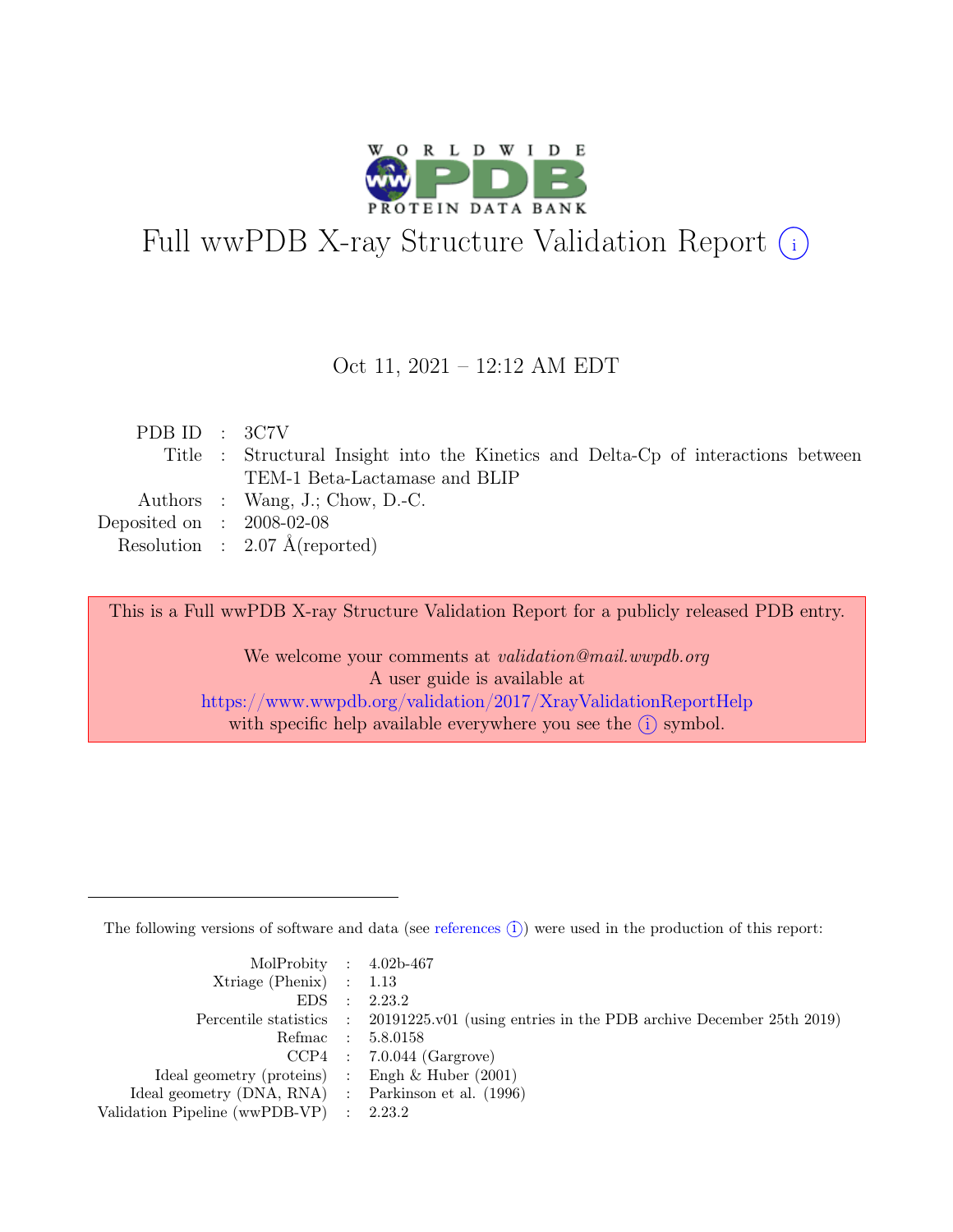# Full wwPDB X-ray Structure Validation Report ⓘ

Oct 11, 2021 – 12:12 AM EDT

| | | |
|---|---|---|
| PDB ID | : | 3C7V |
| Title | : | Structural Insight into the Kinetics and Delta-Cp of interactions between TEM-1 Beta-Lactamase and BLIP |
| Authors | : | Wang, J.; Chow, D.-C. |
| Deposited on | : | 2008-02-08 |
| Resolution | : | 2.07 Å(reported) |

This is a Full wwPDB X-ray Structure Validation Report for a publicly released PDB entry.

We welcome your comments at *validation@mail.wwpdb.org*
A user guide is available at
https://www.wwpdb.org/validation/2017/XrayValidationReportHelp
with specific help available everywhere you see the ⓘ symbol.

---

The following versions of software and data (see references ⓘ) were used in the production of this report:

| | | |
|---|---|---|
| MolProbity | : | 4.02b-467 |
| Xtriage (Phenix) | : | 1.13 |
| EDS | : | 2.23.2 |
| Percentile statistics | : | 20191225.v01 (using entries in the PDB archive December 25th 2019) |
| Refmac | : | 5.8.0158 |
| CCP4 | : | 7.0.044 (Gargrove) |
| Ideal geometry (proteins) | : | Engh & Huber (2001) |
| Ideal geometry (DNA, RNA) | : | Parkinson et al. (1996) |
| Validation Pipeline (wwPDB-VP) | : | 2.23.2 |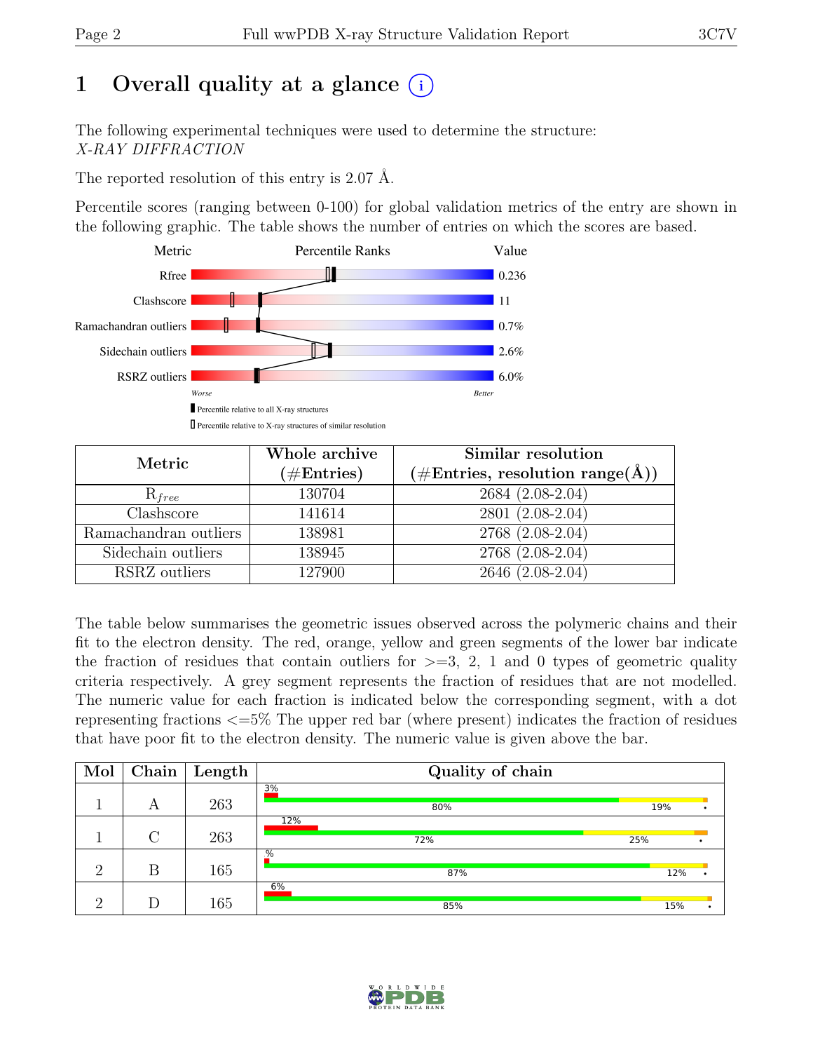# 1 Overall quality at a glance (i)

The following experimental techniques were used to determine the structure:
*X-RAY DIFFRACTION*

The reported resolution of this entry is 2.07 Å.

Percentile scores (ranging between 0-100) for global validation metrics of the entry are shown in the following graphic. The table shows the number of entries on which the scores are based.

| Metric | Value |
|---|---|
| Rfree | 0.236 |
| Clashscore | 11 |
| Ramachandran outliers | 0.7% |
| Sidechain outliers | 2.6% |
| RSRZ outliers | 6.0% |

Worse — Better

Percentile relative to all X-ray structures
Percentile relative to X-ray structures of similar resolution

| Metric | Whole archive (#Entries) | Similar resolution (#Entries, resolution range(Å)) |
|---|---|---|
| $R_{free}$ | 130704 | 2684 (2.08-2.04) |
| Clashscore | 141614 | 2801 (2.08-2.04) |
| Ramachandran outliers | 138981 | 2768 (2.08-2.04) |
| Sidechain outliers | 138945 | 2768 (2.08-2.04) |
| RSRZ outliers | 127900 | 2646 (2.08-2.04) |

The table below summarises the geometric issues observed across the polymeric chains and their fit to the electron density. The red, orange, yellow and green segments of the lower bar indicate the fraction of residues that contain outliers for >=3, 2, 1 and 0 types of geometric quality criteria respectively. A grey segment represents the fraction of residues that are not modelled. The numeric value for each fraction is indicated below the corresponding segment, with a dot representing fractions <=5% The upper red bar (where present) indicates the fraction of residues that have poor fit to the electron density. The numeric value is given above the bar.

| Mol | Chain | Length | Quality of chain |
|---|---|---|---|
| 1 | A | 263 | 3%; 80%, 19%, • |
| 1 | C | 263 | 12%; 72%, 25%, • |
| 2 | B | 165 | %; 87%, 12%, • |
| 2 | D | 165 | 6%; 85%, 15%, • |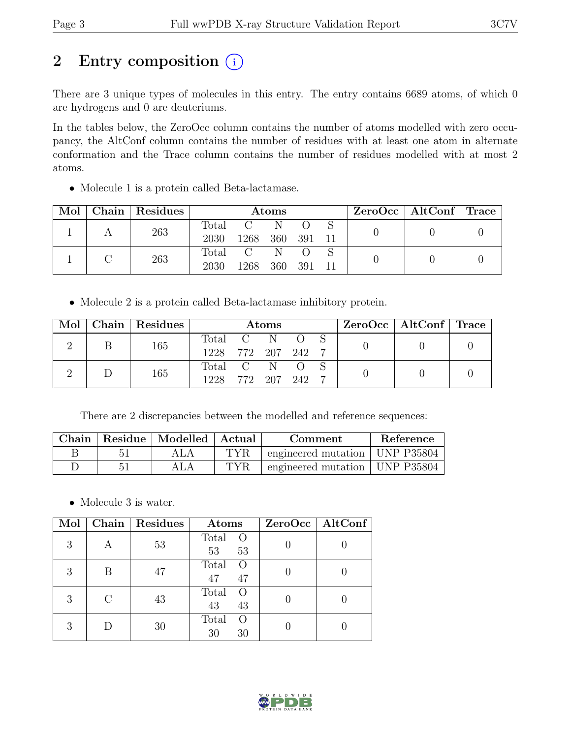# 2 Entry composition

There are 3 unique types of molecules in this entry. The entry contains 6689 atoms, of which 0 are hydrogens and 0 are deuteriums.

In the tables below, the ZeroOcc column contains the number of atoms modelled with zero occupancy, the AltConf column contains the number of residues with at least one atom in alternate conformation and the Trace column contains the number of residues modelled with at most 2 atoms.

- Molecule 1 is a protein called Beta-lactamase.

| Mol | Chain | Residues | Atoms | | | | | ZeroOcc | AltConf | Trace |
|---|---|---|---|---|---|---|---|---|---|---|
| | | | Total | C | N | O | S | | | |
| 1 | A | 263 | 2030 | 1268 | 360 | 391 | 11 | 0 | 0 | 0 |
| 1 | C | 263 | 2030 | 1268 | 360 | 391 | 11 | 0 | 0 | 0 |

- Molecule 2 is a protein called Beta-lactamase inhibitory protein.

| Mol | Chain | Residues | Atoms | | | | | ZeroOcc | AltConf | Trace |
|---|---|---|---|---|---|---|---|---|---|---|
| | | | Total | C | N | O | S | | | |
| 2 | B | 165 | 1228 | 772 | 207 | 242 | 7 | 0 | 0 | 0 |
| 2 | D | 165 | 1228 | 772 | 207 | 242 | 7 | 0 | 0 | 0 |

There are 2 discrepancies between the modelled and reference sequences:

| Chain | Residue | Modelled | Actual | Comment | Reference |
|---|---|---|---|---|---|
| B | 51 | ALA | TYR | engineered mutation | UNP P35804 |
| D | 51 | ALA | TYR | engineered mutation | UNP P35804 |

- Molecule 3 is water.

| Mol | Chain | Residues | Atoms | | ZeroOcc | AltConf |
|---|---|---|---|---|---|---|
| | | | Total | O | | |
| 3 | A | 53 | 53 | 53 | 0 | 0 |
| 3 | B | 47 | 47 | 47 | 0 | 0 |
| 3 | C | 43 | 43 | 43 | 0 | 0 |
| 3 | D | 30 | 30 | 30 | 0 | 0 |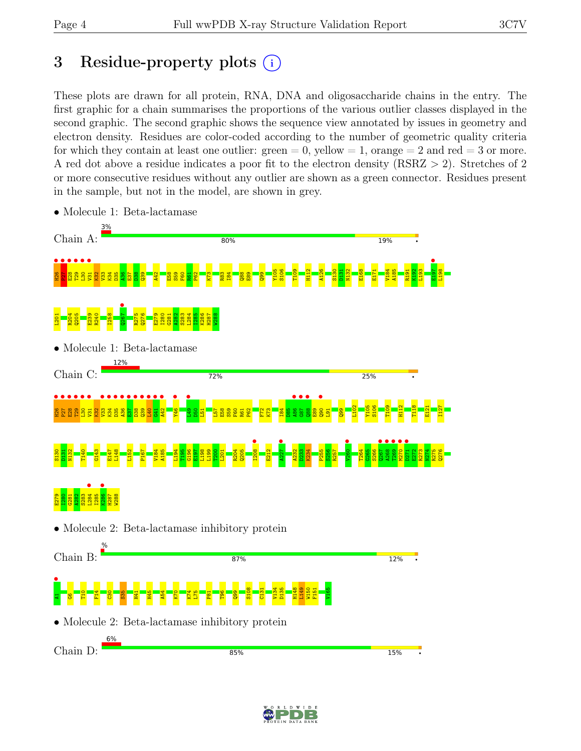# 3 Residue-property plots

These plots are drawn for all protein, RNA, DNA and oligosaccharide chains in the entry. The first graphic for a chain summarises the proportions of the various outlier classes displayed in the second graphic. The second graphic shows the sequence view annotated by issues in geometry and electron density. Residues are color-coded according to the number of geometric quality criteria for which they contain at least one outlier: green = 0, yellow = 1, orange = 2 and red = 3 or more. A red dot above a residue indicates a poor fit to the electron density (RSRZ > 2). Stretches of 2 or more consecutive residues without any outlier are shown as a green connector. Residues present in the sample, but not in the model, are shown in grey.

- Molecule 1: Beta-lactamase

Chain A: 3% | 80% | 19% | •

H26 P27 E28 T29 L30 V31 K32 V33 K34 D35 A36 E37 D38 Q39 A42 E58 S59 F60 R61 P62 K73 R83 I84 Q88 E89 Q99 Y105 S106 T109 H112 A126 S130 D131 N132 E168 E171 V184 A185 R191 K192 L193 E197 L198 L201 R204 Q205 E239 R240 I258 Q267 R275 Q276 E279 I280 G281 A282 S283 L284 I285 K286 H287 W288

- Molecule 1: Beta-lactamase

Chain C: 12% | 72% | 25% | •

H26 E27 G28 T29 L30 V31 K32 V33 K34 D35 A36 E37 D38 Q39 L40 G41 A42 Y46 L49 D50 L51 L57 E58 S59 F60 R61 P62 F72 K73 I84 D85 A86 G87 Q88 E89 Q90 L91 Q99 L102 Y105 S106 T109 H112 T118 E121 I127 S130 D131 N132 T140 G143 E147 L148 L152 P167 V184 A185 L194 T195 D196 E197 L198 L199 T200 L201 R204 Q205 I208 E212 A227 A232 D233 K234 P255 S256 R257 V260 T264 G265 S266 Q267 A268 T269 M270 D271 E272 R273 N274 R275 Q276 E279 I280 G281 A282 S283 L284 I285 K286 H287 W288

- Molecule 2: Beta-lactamase inhibitory protein

Chain B: % | 87% | 12% | •

A1 G6 T10 F14 C30 S35 H41 H45 A54 K70 K74 L75 P81 T96 Q99 S108 C131 V134 D135 H148 L149 W150 F151 V165

- Molecule 2: Beta-lactamase inhibitory protein

Chain D: 6% | 85% | 15% | •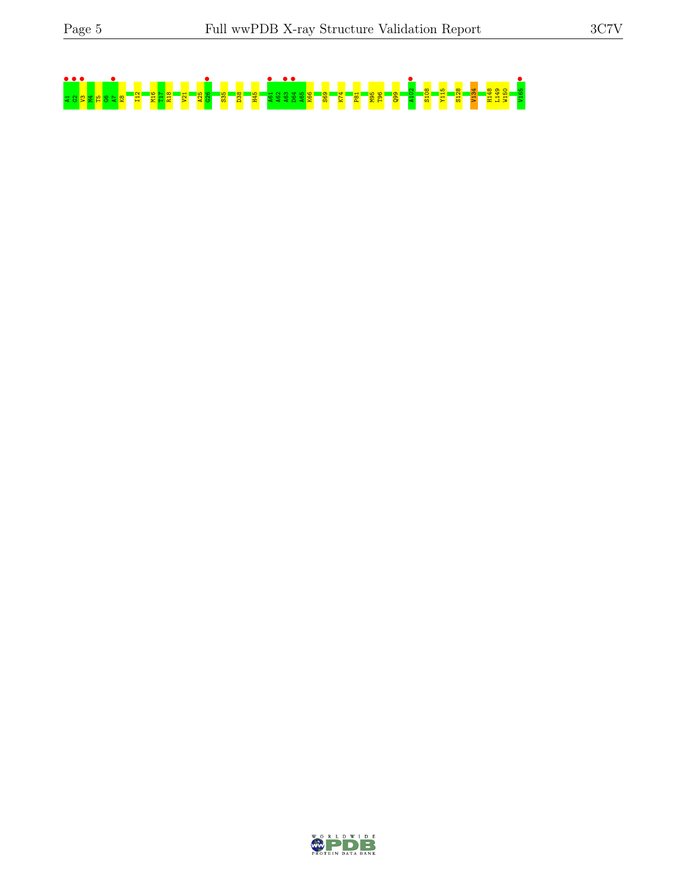A1 G2 V3 M4 T5 G6 A7 K8 I12 M16 T17 R18 V21 A25 G26 S35 D38 H45 A61 A62 A63 D64 A65 K66 S69 K74 P81 M95 T96 Q99 A102 S108 Y115 S128 V134 H148 L149 W150 V165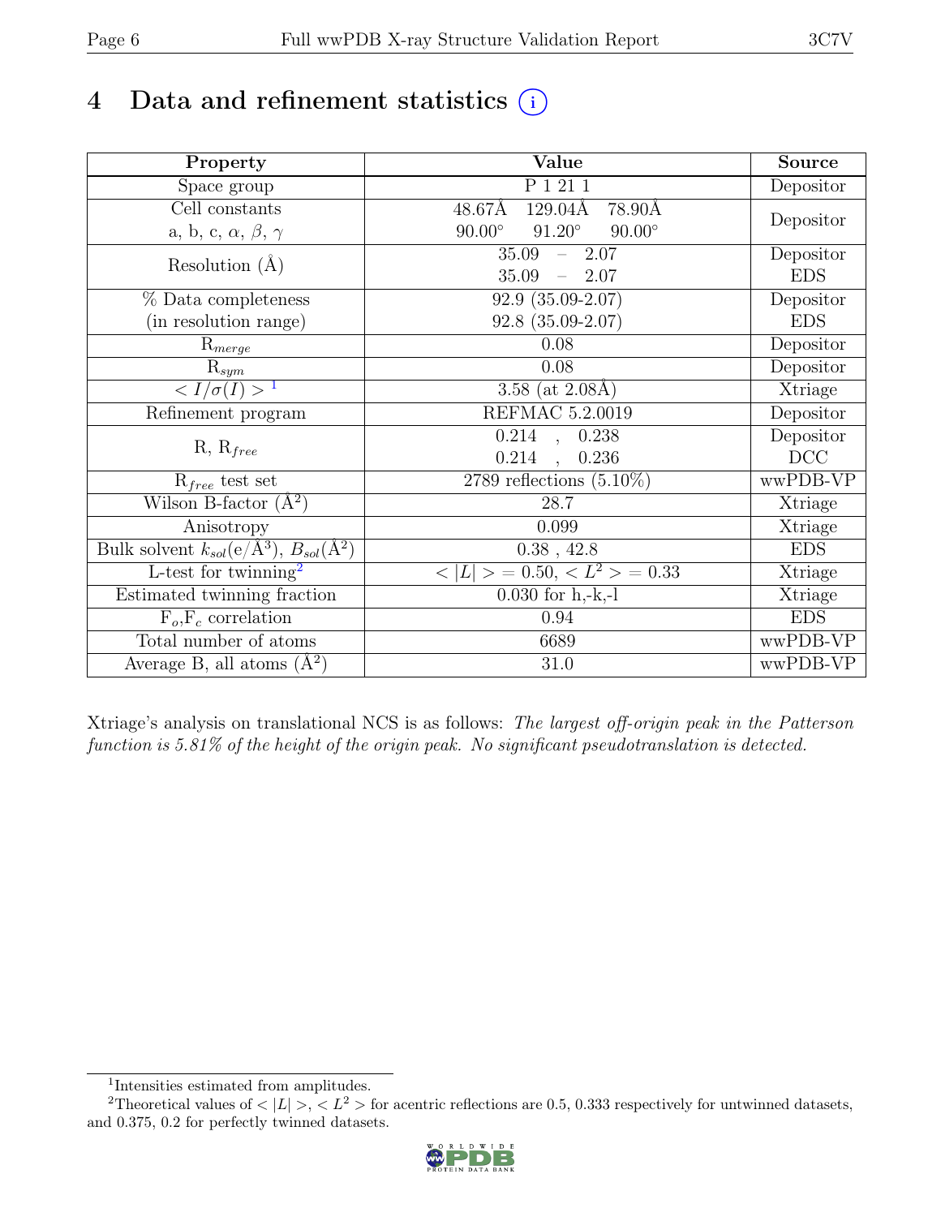# 4 Data and refinement statistics

| Property | Value | Source |
|---|---|---|
| Space group | P 1 21 1 | Depositor |
| Cell constants<br>a, b, c, $\alpha$, $\beta$, $\gamma$ | 48.67Å 129.04Å 78.90Å<br>90.00° 91.20° 90.00° | Depositor |
| Resolution (Å) | 35.09 – 2.07<br>35.09 – 2.07 | Depositor<br>EDS |
| % Data completeness<br>(in resolution range) | 92.9 (35.09-2.07)<br>92.8 (35.09-2.07) | Depositor<br>EDS |
| $R_{merge}$ | 0.08 | Depositor |
| $R_{sym}$ | 0.08 | Depositor |
| $< I/\sigma(I) >$ [1] | 3.58 (at 2.08Å) | Xtriage |
| Refinement program | REFMAC 5.2.0019 | Depositor |
| R, $R_{free}$ | 0.214 , 0.238<br>0.214 , 0.236 | Depositor<br>DCC |
| $R_{free}$ test set | 2789 reflections (5.10%) | wwPDB-VP |
| Wilson B-factor (Å$^2$) | 28.7 | Xtriage |
| Anisotropy | 0.099 | Xtriage |
| Bulk solvent $k_{sol}$(e/Å$^3$), $B_{sol}$(Å$^2$) | 0.38 , 42.8 | EDS |
| L-test for twinning[2] | $< \|L\| > = 0.50$, $< L^2 > = 0.33$ | Xtriage |
| Estimated twinning fraction | 0.030 for h,-k,-l | Xtriage |
| $F_o$,$F_c$ correlation | 0.94 | EDS |
| Total number of atoms | 6689 | wwPDB-VP |
| Average B, all atoms (Å$^2$) | 31.0 | wwPDB-VP |

Xtriage's analysis on translational NCS is as follows: *The largest off-origin peak in the Patterson function is 5.81% of the height of the origin peak. No significant pseudotranslation is detected.*

[1] Intensities estimated from amplitudes.

[2] Theoretical values of $< |L| >$, $< L^2 >$ for acentric reflections are 0.5, 0.333 respectively for untwinned datasets, and 0.375, 0.2 for perfectly twinned datasets.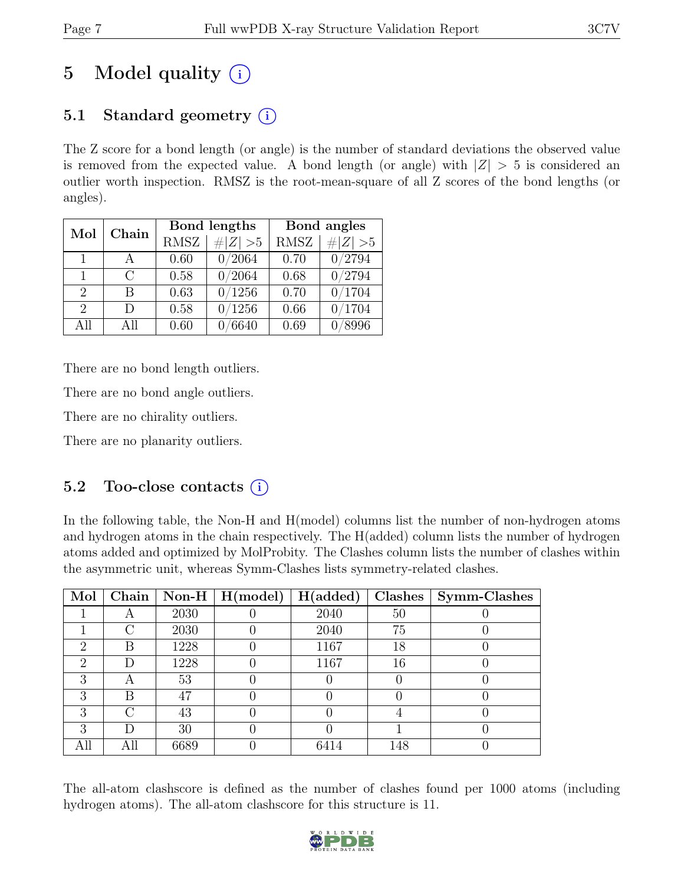# 5 Model quality

## 5.1 Standard geometry

The Z score for a bond length (or angle) is the number of standard deviations the observed value is removed from the expected value. A bond length (or angle) with $|Z| > 5$ is considered an outlier worth inspection. RMSZ is the root-mean-square of all Z scores of the bond lengths (or angles).

| Mol | Chain | Bond lengths | | Bond angles | |
|---|---|---|---|---|---|
| | | RMSZ | $\#\|Z\| > 5$ | RMSZ | $\#\|Z\| > 5$ |
| 1 | A | 0.60 | 0/2064 | 0.70 | 0/2794 |
| 1 | C | 0.58 | 0/2064 | 0.68 | 0/2794 |
| 2 | B | 0.63 | 0/1256 | 0.70 | 0/1704 |
| 2 | D | 0.58 | 0/1256 | 0.66 | 0/1704 |
| All | All | 0.60 | 0/6640 | 0.69 | 0/8996 |

There are no bond length outliers.

There are no bond angle outliers.

There are no chirality outliers.

There are no planarity outliers.

## 5.2 Too-close contacts

In the following table, the Non-H and H(model) columns list the number of non-hydrogen atoms and hydrogen atoms in the chain respectively. The H(added) column lists the number of hydrogen atoms added and optimized by MolProbity. The Clashes column lists the number of clashes within the asymmetric unit, whereas Symm-Clashes lists symmetry-related clashes.

| Mol | Chain | Non-H | H(model) | H(added) | Clashes | Symm-Clashes |
|---|---|---|---|---|---|---|
| 1 | A | 2030 | 0 | 2040 | 50 | 0 |
| 1 | C | 2030 | 0 | 2040 | 75 | 0 |
| 2 | B | 1228 | 0 | 1167 | 18 | 0 |
| 2 | D | 1228 | 0 | 1167 | 16 | 0 |
| 3 | A | 53 | 0 | 0 | 0 | 0 |
| 3 | B | 47 | 0 | 0 | 0 | 0 |
| 3 | C | 43 | 0 | 0 | 4 | 0 |
| 3 | D | 30 | 0 | 0 | 1 | 0 |
| All | All | 6689 | 0 | 6414 | 148 | 0 |

The all-atom clashscore is defined as the number of clashes found per 1000 atoms (including hydrogen atoms). The all-atom clashscore for this structure is 11.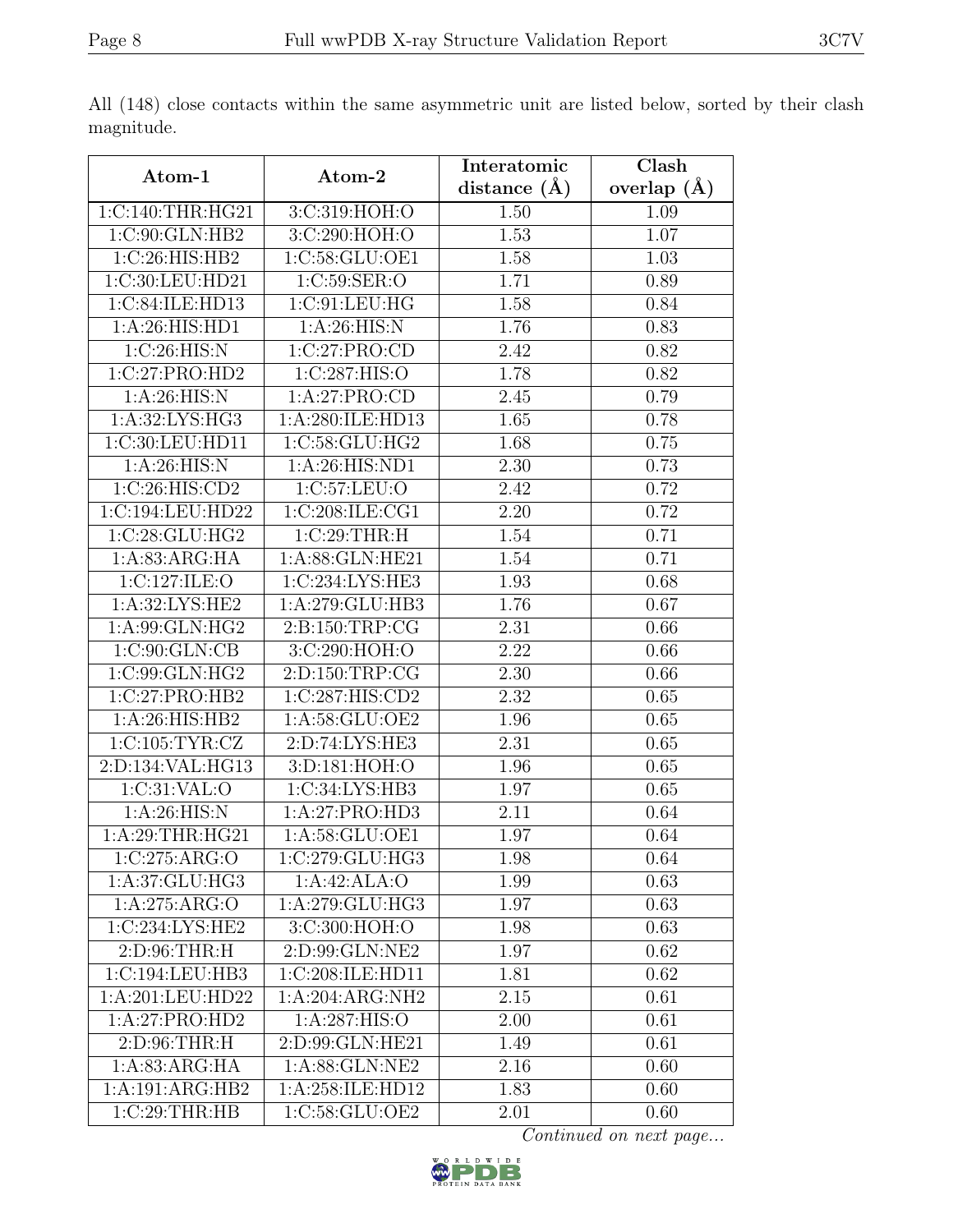All (148) close contacts within the same asymmetric unit are listed below, sorted by their clash magnitude.

| Atom-1 | Atom-2 | Interatomic distance (Å) | Clash overlap (Å) |
|---|---|---|---|
| 1:C:140:THR:HG21 | 3:C:319:HOH:O | 1.50 | 1.09 |
| 1:C:90:GLN:HB2 | 3:C:290:HOH:O | 1.53 | 1.07 |
| 1:C:26:HIS:HB2 | 1:C:58:GLU:OE1 | 1.58 | 1.03 |
| 1:C:30:LEU:HD21 | 1:C:59:SER:O | 1.71 | 0.89 |
| 1:C:84:ILE:HD13 | 1:C:91:LEU:HG | 1.58 | 0.84 |
| 1:A:26:HIS:HD1 | 1:A:26:HIS:N | 1.76 | 0.83 |
| 1:C:26:HIS:N | 1:C:27:PRO:CD | 2.42 | 0.82 |
| 1:C:27:PRO:HD2 | 1:C:287:HIS:O | 1.78 | 0.82 |
| 1:A:26:HIS:N | 1:A:27:PRO:CD | 2.45 | 0.79 |
| 1:A:32:LYS:HG3 | 1:A:280:ILE:HD13 | 1.65 | 0.78 |
| 1:C:30:LEU:HD11 | 1:C:58:GLU:HG2 | 1.68 | 0.75 |
| 1:A:26:HIS:N | 1:A:26:HIS:ND1 | 2.30 | 0.73 |
| 1:C:26:HIS:CD2 | 1:C:57:LEU:O | 2.42 | 0.72 |
| 1:C:194:LEU:HD22 | 1:C:208:ILE:CG1 | 2.20 | 0.72 |
| 1:C:28:GLU:HG2 | 1:C:29:THR:H | 1.54 | 0.71 |
| 1:A:83:ARG:HA | 1:A:88:GLN:HE21 | 1.54 | 0.71 |
| 1:C:127:ILE:O | 1:C:234:LYS:HE3 | 1.93 | 0.68 |
| 1:A:32:LYS:HE2 | 1:A:279:GLU:HB3 | 1.76 | 0.67 |
| 1:A:99:GLN:HG2 | 2:B:150:TRP:CG | 2.31 | 0.66 |
| 1:C:90:GLN:CB | 3:C:290:HOH:O | 2.22 | 0.66 |
| 1:C:99:GLN:HG2 | 2:D:150:TRP:CG | 2.30 | 0.66 |
| 1:C:27:PRO:HB2 | 1:C:287:HIS:CD2 | 2.32 | 0.65 |
| 1:A:26:HIS:HB2 | 1:A:58:GLU:OE2 | 1.96 | 0.65 |
| 1:C:105:TYR:CZ | 2:D:74:LYS:HE3 | 2.31 | 0.65 |
| 2:D:134:VAL:HG13 | 3:D:181:HOH:O | 1.96 | 0.65 |
| 1:C:31:VAL:O | 1:C:34:LYS:HB3 | 1.97 | 0.65 |
| 1:A:26:HIS:N | 1:A:27:PRO:HD3 | 2.11 | 0.64 |
| 1:A:29:THR:HG21 | 1:A:58:GLU:OE1 | 1.97 | 0.64 |
| 1:C:275:ARG:O | 1:C:279:GLU:HG3 | 1.98 | 0.64 |
| 1:A:37:GLU:HG3 | 1:A:42:ALA:O | 1.99 | 0.63 |
| 1:A:275:ARG:O | 1:A:279:GLU:HG3 | 1.97 | 0.63 |
| 1:C:234:LYS:HE2 | 3:C:300:HOH:O | 1.98 | 0.63 |
| 2:D:96:THR:H | 2:D:99:GLN:NE2 | 1.97 | 0.62 |
| 1:C:194:LEU:HB3 | 1:C:208:ILE:HD11 | 1.81 | 0.62 |
| 1:A:201:LEU:HD22 | 1:A:204:ARG:NH2 | 2.15 | 0.61 |
| 1:A:27:PRO:HD2 | 1:A:287:HIS:O | 2.00 | 0.61 |
| 2:D:96:THR:H | 2:D:99:GLN:HE21 | 1.49 | 0.61 |
| 1:A:83:ARG:HA | 1:A:88:GLN:NE2 | 2.16 | 0.60 |
| 1:A:191:ARG:HB2 | 1:A:258:ILE:HD12 | 1.83 | 0.60 |
| 1:C:29:THR:HB | 1:C:58:GLU:OE2 | 2.01 | 0.60 |

*Continued on next page...*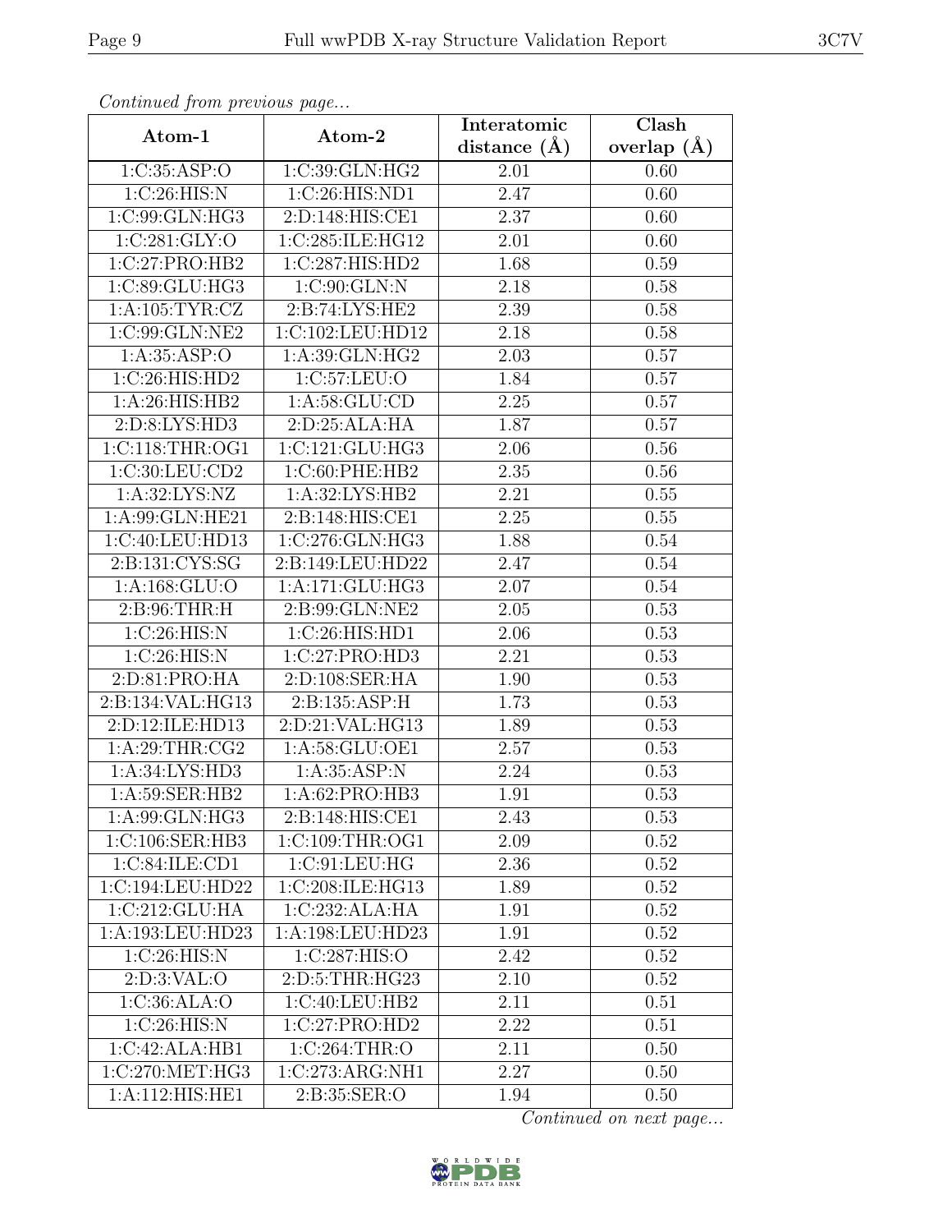*Continued from previous page...*

| Atom-1 | Atom-2 | Interatomic distance (Å) | Clash overlap (Å) |
|---|---|---|---|
| 1:C:35:ASP:O | 1:C:39:GLN:HG2 | 2.01 | 0.60 |
| 1:C:26:HIS:N | 1:C:26:HIS:ND1 | 2.47 | 0.60 |
| 1:C:99:GLN:HG3 | 2:D:148:HIS:CE1 | 2.37 | 0.60 |
| 1:C:281:GLY:O | 1:C:285:ILE:HG12 | 2.01 | 0.60 |
| 1:C:27:PRO:HB2 | 1:C:287:HIS:HD2 | 1.68 | 0.59 |
| 1:C:89:GLU:HG3 | 1:C:90:GLN:N | 2.18 | 0.58 |
| 1:A:105:TYR:CZ | 2:B:74:LYS:HE2 | 2.39 | 0.58 |
| 1:C:99:GLN:NE2 | 1:C:102:LEU:HD12 | 2.18 | 0.58 |
| 1:A:35:ASP:O | 1:A:39:GLN:HG2 | 2.03 | 0.57 |
| 1:C:26:HIS:HD2 | 1:C:57:LEU:O | 1.84 | 0.57 |
| 1:A:26:HIS:HB2 | 1:A:58:GLU:CD | 2.25 | 0.57 |
| 2:D:8:LYS:HD3 | 2:D:25:ALA:HA | 1.87 | 0.57 |
| 1:C:118:THR:OG1 | 1:C:121:GLU:HG3 | 2.06 | 0.56 |
| 1:C:30:LEU:CD2 | 1:C:60:PHE:HB2 | 2.35 | 0.56 |
| 1:A:32:LYS:NZ | 1:A:32:LYS:HB2 | 2.21 | 0.55 |
| 1:A:99:GLN:HE21 | 2:B:148:HIS:CE1 | 2.25 | 0.55 |
| 1:C:40:LEU:HD13 | 1:C:276:GLN:HG3 | 1.88 | 0.54 |
| 2:B:131:CYS:SG | 2:B:149:LEU:HD22 | 2.47 | 0.54 |
| 1:A:168:GLU:O | 1:A:171:GLU:HG3 | 2.07 | 0.54 |
| 2:B:96:THR:H | 2:B:99:GLN:NE2 | 2.05 | 0.53 |
| 1:C:26:HIS:N | 1:C:26:HIS:HD1 | 2.06 | 0.53 |
| 1:C:26:HIS:N | 1:C:27:PRO:HD3 | 2.21 | 0.53 |
| 2:D:81:PRO:HA | 2:D:108:SER:HA | 1.90 | 0.53 |
| 2:B:134:VAL:HG13 | 2:B:135:ASP:H | 1.73 | 0.53 |
| 2:D:12:ILE:HD13 | 2:D:21:VAL:HG13 | 1.89 | 0.53 |
| 1:A:29:THR:CG2 | 1:A:58:GLU:OE1 | 2.57 | 0.53 |
| 1:A:34:LYS:HD3 | 1:A:35:ASP:N | 2.24 | 0.53 |
| 1:A:59:SER:HB2 | 1:A:62:PRO:HB3 | 1.91 | 0.53 |
| 1:A:99:GLN:HG3 | 2:B:148:HIS:CE1 | 2.43 | 0.53 |
| 1:C:106:SER:HB3 | 1:C:109:THR:OG1 | 2.09 | 0.52 |
| 1:C:84:ILE:CD1 | 1:C:91:LEU:HG | 2.36 | 0.52 |
| 1:C:194:LEU:HD22 | 1:C:208:ILE:HG13 | 1.89 | 0.52 |
| 1:C:212:GLU:HA | 1:C:232:ALA:HA | 1.91 | 0.52 |
| 1:A:193:LEU:HD23 | 1:A:198:LEU:HD23 | 1.91 | 0.52 |
| 1:C:26:HIS:N | 1:C:287:HIS:O | 2.42 | 0.52 |
| 2:D:3:VAL:O | 2:D:5:THR:HG23 | 2.10 | 0.52 |
| 1:C:36:ALA:O | 1:C:40:LEU:HB2 | 2.11 | 0.51 |
| 1:C:26:HIS:N | 1:C:27:PRO:HD2 | 2.22 | 0.51 |
| 1:C:42:ALA:HB1 | 1:C:264:THR:O | 2.11 | 0.50 |
| 1:C:270:MET:HG3 | 1:C:273:ARG:NH1 | 2.27 | 0.50 |
| 1:A:112:HIS:HE1 | 2:B:35:SER:O | 1.94 | 0.50 |

*Continued on next page...*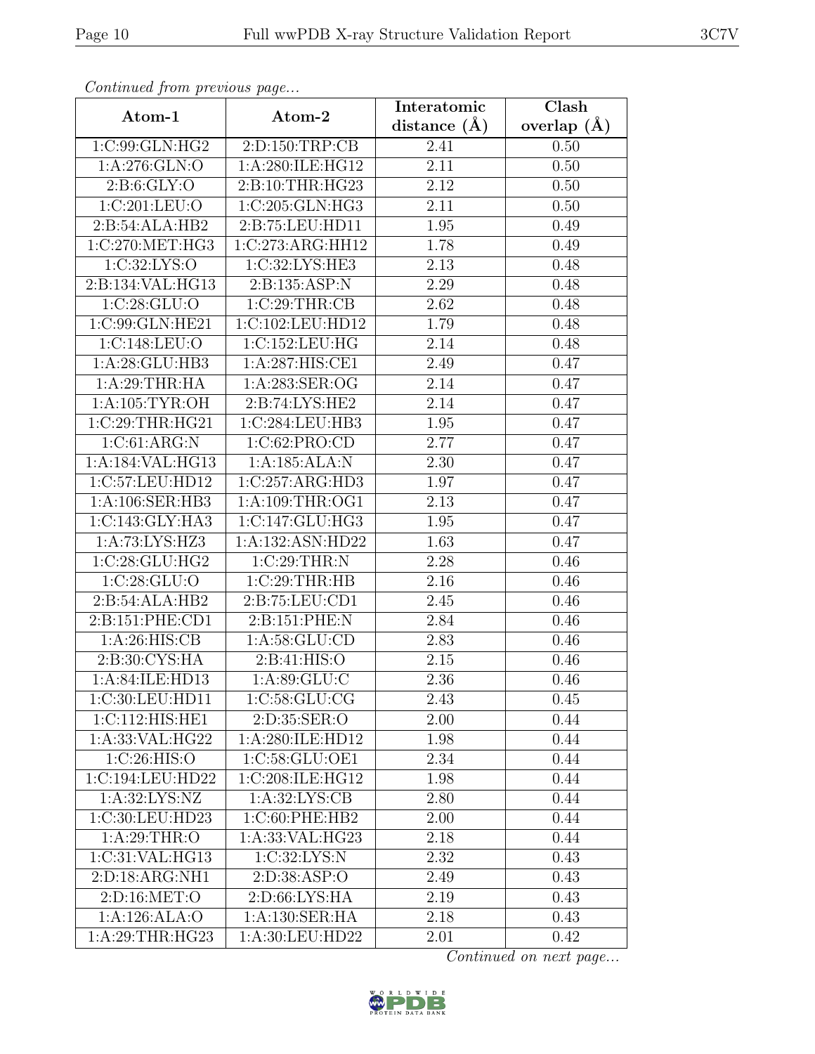*Continued from previous page...*

| Atom-1 | Atom-2 | Interatomic distance (Å) | Clash overlap (Å) |
|---|---|---|---|
| 1:C:99:GLN:HG2 | 2:D:150:TRP:CB | 2.41 | 0.50 |
| 1:A:276:GLN:O | 1:A:280:ILE:HG12 | 2.11 | 0.50 |
| 2:B:6:GLY:O | 2:B:10:THR:HG23 | 2.12 | 0.50 |
| 1:C:201:LEU:O | 1:C:205:GLN:HG3 | 2.11 | 0.50 |
| 2:B:54:ALA:HB2 | 2:B:75:LEU:HD11 | 1.95 | 0.49 |
| 1:C:270:MET:HG3 | 1:C:273:ARG:HH12 | 1.78 | 0.49 |
| 1:C:32:LYS:O | 1:C:32:LYS:HE3 | 2.13 | 0.48 |
| 2:B:134:VAL:HG13 | 2:B:135:ASP:N | 2.29 | 0.48 |
| 1:C:28:GLU:O | 1:C:29:THR:CB | 2.62 | 0.48 |
| 1:C:99:GLN:HE21 | 1:C:102:LEU:HD12 | 1.79 | 0.48 |
| 1:C:148:LEU:O | 1:C:152:LEU:HG | 2.14 | 0.48 |
| 1:A:28:GLU:HB3 | 1:A:287:HIS:CE1 | 2.49 | 0.47 |
| 1:A:29:THR:HA | 1:A:283:SER:OG | 2.14 | 0.47 |
| 1:A:105:TYR:OH | 2:B:74:LYS:HE2 | 2.14 | 0.47 |
| 1:C:29:THR:HG21 | 1:C:284:LEU:HB3 | 1.95 | 0.47 |
| 1:C:61:ARG:N | 1:C:62:PRO:CD | 2.77 | 0.47 |
| 1:A:184:VAL:HG13 | 1:A:185:ALA:N | 2.30 | 0.47 |
| 1:C:57:LEU:HD12 | 1:C:257:ARG:HD3 | 1.97 | 0.47 |
| 1:A:106:SER:HB3 | 1:A:109:THR:OG1 | 2.13 | 0.47 |
| 1:C:143:GLY:HA3 | 1:C:147:GLU:HG3 | 1.95 | 0.47 |
| 1:A:73:LYS:HZ3 | 1:A:132:ASN:HD22 | 1.63 | 0.47 |
| 1:C:28:GLU:HG2 | 1:C:29:THR:N | 2.28 | 0.46 |
| 1:C:28:GLU:O | 1:C:29:THR:HB | 2.16 | 0.46 |
| 2:B:54:ALA:HB2 | 2:B:75:LEU:CD1 | 2.45 | 0.46 |
| 2:B:151:PHE:CD1 | 2:B:151:PHE:N | 2.84 | 0.46 |
| 1:A:26:HIS:CB | 1:A:58:GLU:CD | 2.83 | 0.46 |
| 2:B:30:CYS:HA | 2:B:41:HIS:O | 2.15 | 0.46 |
| 1:A:84:ILE:HD13 | 1:A:89:GLU:C | 2.36 | 0.46 |
| 1:C:30:LEU:HD11 | 1:C:58:GLU:CG | 2.43 | 0.45 |
| 1:C:112:HIS:HE1 | 2:D:35:SER:O | 2.00 | 0.44 |
| 1:A:33:VAL:HG22 | 1:A:280:ILE:HD12 | 1.98 | 0.44 |
| 1:C:26:HIS:O | 1:C:58:GLU:OE1 | 2.34 | 0.44 |
| 1:C:194:LEU:HD22 | 1:C:208:ILE:HG12 | 1.98 | 0.44 |
| 1:A:32:LYS:NZ | 1:A:32:LYS:CB | 2.80 | 0.44 |
| 1:C:30:LEU:HD23 | 1:C:60:PHE:HB2 | 2.00 | 0.44 |
| 1:A:29:THR:O | 1:A:33:VAL:HG23 | 2.18 | 0.44 |
| 1:C:31:VAL:HG13 | 1:C:32:LYS:N | 2.32 | 0.43 |
| 2:D:18:ARG:NH1 | 2:D:38:ASP:O | 2.49 | 0.43 |
| 2:D:16:MET:O | 2:D:66:LYS:HA | 2.19 | 0.43 |
| 1:A:126:ALA:O | 1:A:130:SER:HA | 2.18 | 0.43 |
| 1:A:29:THR:HG23 | 1:A:30:LEU:HD22 | 2.01 | 0.42 |

*Continued on next page...*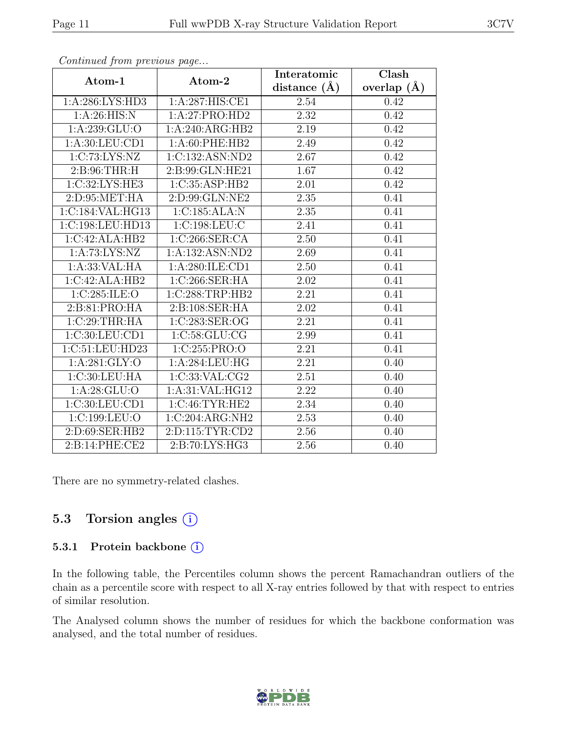*Continued from previous page...*

| Atom-1 | Atom-2 | Interatomic distance (Å) | Clash overlap (Å) |
|---|---|---|---|
| 1:A:286:LYS:HD3 | 1:A:287:HIS:CE1 | 2.54 | 0.42 |
| 1:A:26:HIS:N | 1:A:27:PRO:HD2 | 2.32 | 0.42 |
| 1:A:239:GLU:O | 1:A:240:ARG:HB2 | 2.19 | 0.42 |
| 1:A:30:LEU:CD1 | 1:A:60:PHE:HB2 | 2.49 | 0.42 |
| 1:C:73:LYS:NZ | 1:C:132:ASN:ND2 | 2.67 | 0.42 |
| 2:B:96:THR:H | 2:B:99:GLN:HE21 | 1.67 | 0.42 |
| 1:C:32:LYS:HE3 | 1:C:35:ASP:HB2 | 2.01 | 0.42 |
| 2:D:95:MET:HA | 2:D:99:GLN:NE2 | 2.35 | 0.41 |
| 1:C:184:VAL:HG13 | 1:C:185:ALA:N | 2.35 | 0.41 |
| 1:C:198:LEU:HD13 | 1:C:198:LEU:C | 2.41 | 0.41 |
| 1:C:42:ALA:HB2 | 1:C:266:SER:CA | 2.50 | 0.41 |
| 1:A:73:LYS:NZ | 1:A:132:ASN:ND2 | 2.69 | 0.41 |
| 1:A:33:VAL:HA | 1:A:280:ILE:CD1 | 2.50 | 0.41 |
| 1:C:42:ALA:HB2 | 1:C:266:SER:HA | 2.02 | 0.41 |
| 1:C:285:ILE:O | 1:C:288:TRP:HB2 | 2.21 | 0.41 |
| 2:B:81:PRO:HA | 2:B:108:SER:HA | 2.02 | 0.41 |
| 1:C:29:THR:HA | 1:C:283:SER:OG | 2.21 | 0.41 |
| 1:C:30:LEU:CD1 | 1:C:58:GLU:CG | 2.99 | 0.41 |
| 1:C:51:LEU:HD23 | 1:C:255:PRO:O | 2.21 | 0.41 |
| 1:A:281:GLY:O | 1:A:284:LEU:HG | 2.21 | 0.40 |
| 1:C:30:LEU:HA | 1:C:33:VAL:CG2 | 2.51 | 0.40 |
| 1:A:28:GLU:O | 1:A:31:VAL:HG12 | 2.22 | 0.40 |
| 1:C:30:LEU:CD1 | 1:C:46:TYR:HE2 | 2.34 | 0.40 |
| 1:C:199:LEU:O | 1:C:204:ARG:NH2 | 2.53 | 0.40 |
| 2:D:69:SER:HB2 | 2:D:115:TYR:CD2 | 2.56 | 0.40 |
| 2:B:14:PHE:CE2 | 2:B:70:LYS:HG3 | 2.56 | 0.40 |

There are no symmetry-related clashes.

## 5.3 Torsion angles

### 5.3.1 Protein backbone

In the following table, the Percentiles column shows the percent Ramachandran outliers of the chain as a percentile score with respect to all X-ray entries followed by that with respect to entries of similar resolution.

The Analysed column shows the number of residues for which the backbone conformation was analysed, and the total number of residues.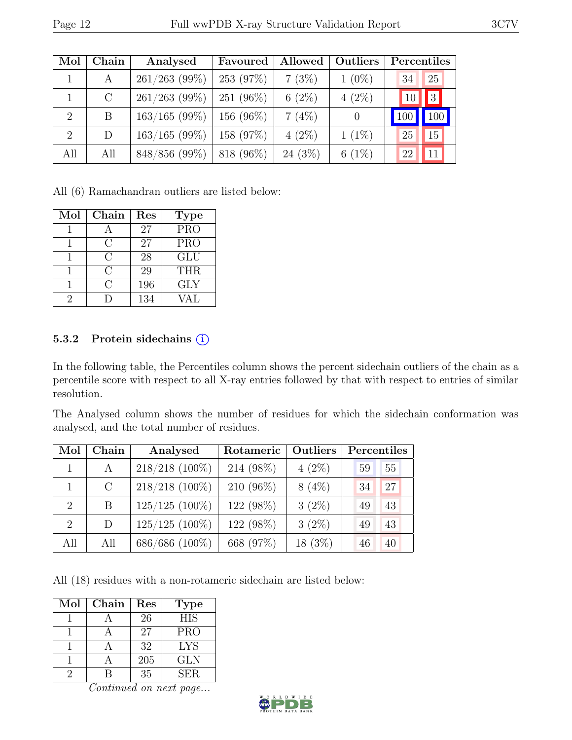| Mol | Chain | Analysed | Favoured | Allowed | Outliers | Percentiles | |
|---|---|---|---|---|---|---|---|
| 1 | A | 261/263 (99%) | 253 (97%) | 7 (3%) | 1 (0%) | 34 | 25 |
| 1 | C | 261/263 (99%) | 251 (96%) | 6 (2%) | 4 (2%) | 10 | 3 |
| 2 | B | 163/165 (99%) | 156 (96%) | 7 (4%) | 0 | 100 | 100 |
| 2 | D | 163/165 (99%) | 158 (97%) | 4 (2%) | 1 (1%) | 25 | 15 |
| All | All | 848/856 (99%) | 818 (96%) | 24 (3%) | 6 (1%) | 22 | 11 |

All (6) Ramachandran outliers are listed below:

| Mol | Chain | Res | Type |
|---|---|---|---|
| 1 | A | 27 | PRO |
| 1 | C | 27 | PRO |
| 1 | C | 28 | GLU |
| 1 | C | 29 | THR |
| 1 | C | 196 | GLY |
| 2 | D | 134 | VAL |

### 5.3.2 Protein sidechains (i)

In the following table, the Percentiles column shows the percent sidechain outliers of the chain as a percentile score with respect to all X-ray entries followed by that with respect to entries of similar resolution.

The Analysed column shows the number of residues for which the sidechain conformation was analysed, and the total number of residues.

| Mol | Chain | Analysed | Rotameric | Outliers | Percentiles | |
|---|---|---|---|---|---|---|
| 1 | A | 218/218 (100%) | 214 (98%) | 4 (2%) | 59 | 55 |
| 1 | C | 218/218 (100%) | 210 (96%) | 8 (4%) | 34 | 27 |
| 2 | B | 125/125 (100%) | 122 (98%) | 3 (2%) | 49 | 43 |
| 2 | D | 125/125 (100%) | 122 (98%) | 3 (2%) | 49 | 43 |
| All | All | 686/686 (100%) | 668 (97%) | 18 (3%) | 46 | 40 |

All (18) residues with a non-rotameric sidechain are listed below:

| Mol | Chain | Res | Type |
|---|---|---|---|
| 1 | A | 26 | HIS |
| 1 | A | 27 | PRO |
| 1 | A | 32 | LYS |
| 1 | A | 205 | GLN |
| 2 | B | 35 | SER |

*Continued on next page...*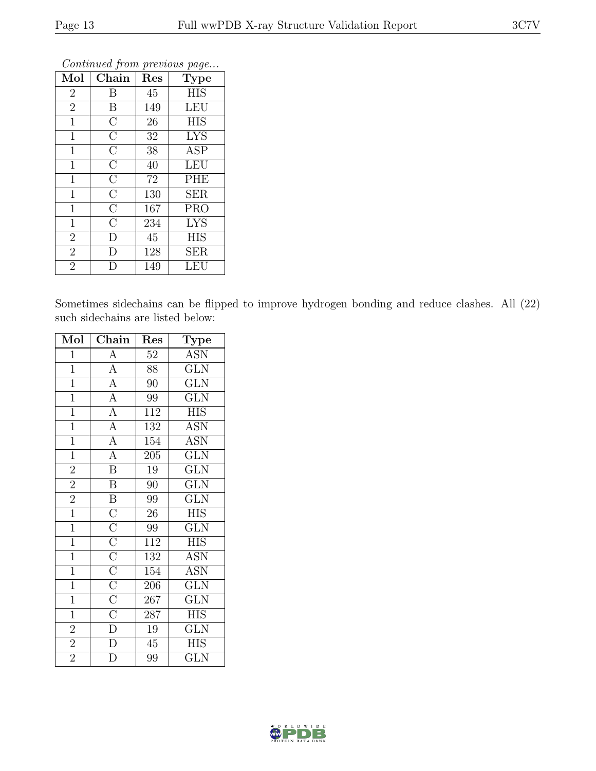*Continued from previous page...*

| Mol | Chain | Res | Type |
|---|---|---|---|
| 2 | B | 45 | HIS |
| 2 | B | 149 | LEU |
| 1 | C | 26 | HIS |
| 1 | C | 32 | LYS |
| 1 | C | 38 | ASP |
| 1 | C | 40 | LEU |
| 1 | C | 72 | PHE |
| 1 | C | 130 | SER |
| 1 | C | 167 | PRO |
| 1 | C | 234 | LYS |
| 2 | D | 45 | HIS |
| 2 | D | 128 | SER |
| 2 | D | 149 | LEU |

Sometimes sidechains can be flipped to improve hydrogen bonding and reduce clashes. All (22) such sidechains are listed below:

| Mol | Chain | Res | Type |
|---|---|---|---|
| 1 | A | 52 | ASN |
| 1 | A | 88 | GLN |
| 1 | A | 90 | GLN |
| 1 | A | 99 | GLN |
| 1 | A | 112 | HIS |
| 1 | A | 132 | ASN |
| 1 | A | 154 | ASN |
| 1 | A | 205 | GLN |
| 2 | B | 19 | GLN |
| 2 | B | 90 | GLN |
| 2 | B | 99 | GLN |
| 1 | C | 26 | HIS |
| 1 | C | 99 | GLN |
| 1 | C | 112 | HIS |
| 1 | C | 132 | ASN |
| 1 | C | 154 | ASN |
| 1 | C | 206 | GLN |
| 1 | C | 267 | GLN |
| 1 | C | 287 | HIS |
| 2 | D | 19 | GLN |
| 2 | D | 45 | HIS |
| 2 | D | 99 | GLN |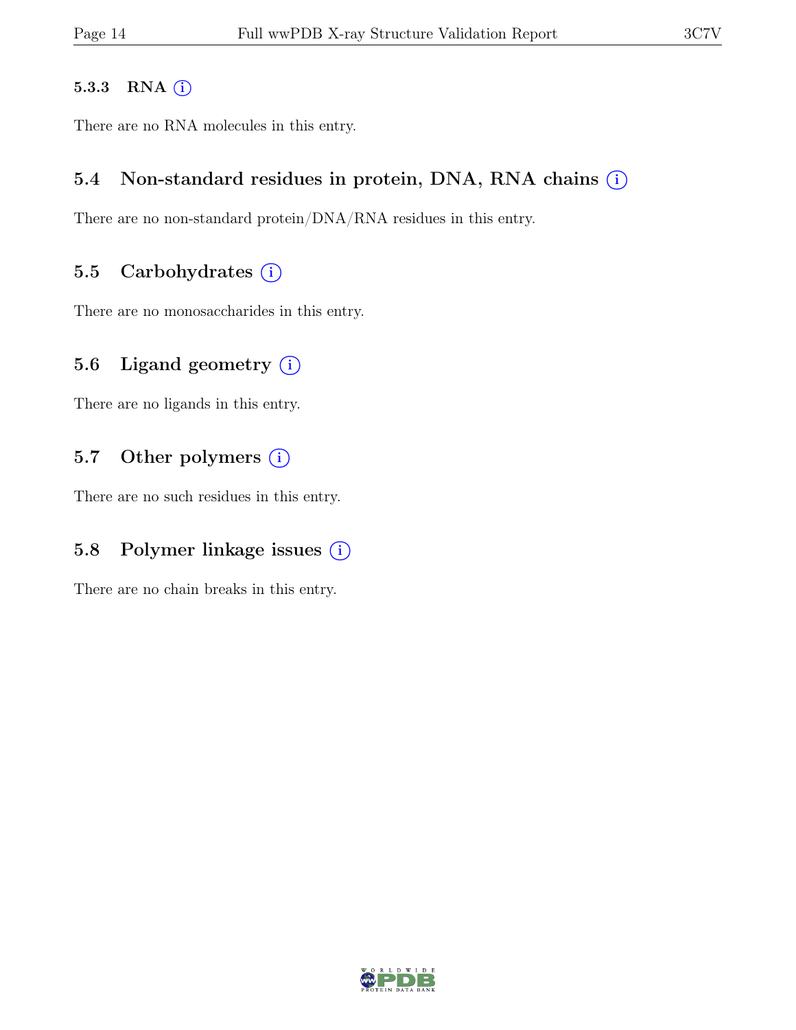#### 5.3.3 RNA ⓘ

There are no RNA molecules in this entry.

### 5.4 Non-standard residues in protein, DNA, RNA chains ⓘ

There are no non-standard protein/DNA/RNA residues in this entry.

### 5.5 Carbohydrates ⓘ

There are no monosaccharides in this entry.

### 5.6 Ligand geometry ⓘ

There are no ligands in this entry.

### 5.7 Other polymers ⓘ

There are no such residues in this entry.

### 5.8 Polymer linkage issues ⓘ

There are no chain breaks in this entry.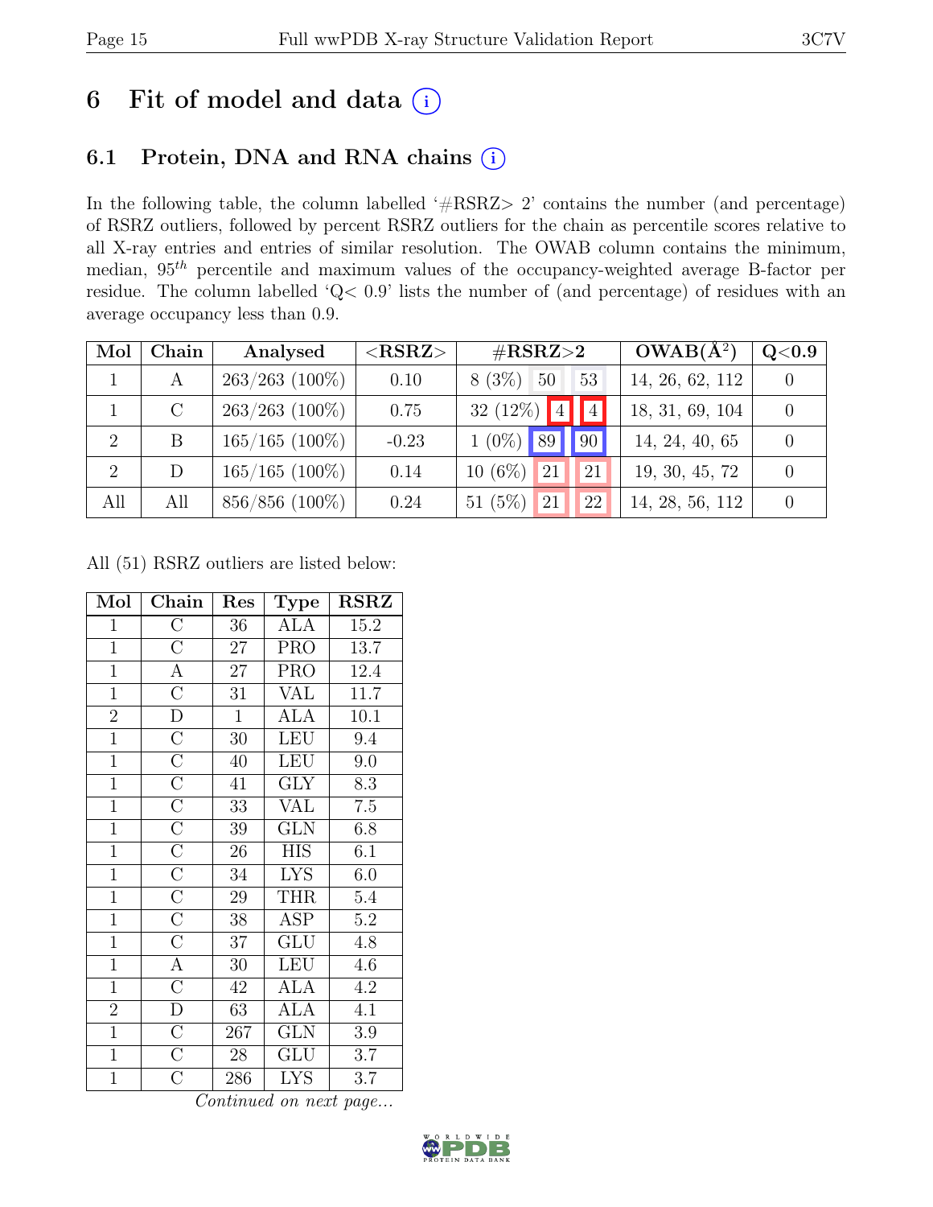# 6 Fit of model and data

## 6.1 Protein, DNA and RNA chains

In the following table, the column labelled '#RSRZ> 2' contains the number (and percentage) of RSRZ outliers, followed by percent RSRZ outliers for the chain as percentile scores relative to all X-ray entries and entries of similar resolution. The OWAB column contains the minimum, median, $95^{th}$ percentile and maximum values of the occupancy-weighted average B-factor per residue. The column labelled 'Q< 0.9' lists the number of (and percentage) of residues with an average occupancy less than 0.9.

| Mol | Chain | Analysed | <RSRZ> | #RSRZ>2 | | | OWAB(Å$^2$) | Q<0.9 |
|---|---|---|---|---|---|---|---|---|
| 1 | A | 263/263 (100%) | 0.10 | 8 (3%) | 50 | 53 | 14, 26, 62, 112 | 0 |
| 1 | C | 263/263 (100%) | 0.75 | 32 (12%) | 4 | 4 | 18, 31, 69, 104 | 0 |
| 2 | B | 165/165 (100%) | -0.23 | 1 (0%) | 89 | 90 | 14, 24, 40, 65 | 0 |
| 2 | D | 165/165 (100%) | 0.14 | 10 (6%) | 21 | 21 | 19, 30, 45, 72 | 0 |
| All | All | 856/856 (100%) | 0.24 | 51 (5%) | 21 | 22 | 14, 28, 56, 112 | 0 |

All (51) RSRZ outliers are listed below:

| Mol | Chain | Res | Type | RSRZ |
|---|---|---|---|---|
| 1 | C | 36 | ALA | 15.2 |
| 1 | C | 27 | PRO | 13.7 |
| 1 | A | 27 | PRO | 12.4 |
| 1 | C | 31 | VAL | 11.7 |
| 2 | D | 1 | ALA | 10.1 |
| 1 | C | 30 | LEU | 9.4 |
| 1 | C | 40 | LEU | 9.0 |
| 1 | C | 41 | GLY | 8.3 |
| 1 | C | 33 | VAL | 7.5 |
| 1 | C | 39 | GLN | 6.8 |
| 1 | C | 26 | HIS | 6.1 |
| 1 | C | 34 | LYS | 6.0 |
| 1 | C | 29 | THR | 5.4 |
| 1 | C | 38 | ASP | 5.2 |
| 1 | C | 37 | GLU | 4.8 |
| 1 | A | 30 | LEU | 4.6 |
| 1 | C | 42 | ALA | 4.2 |
| 2 | D | 63 | ALA | 4.1 |
| 1 | C | 267 | GLN | 3.9 |
| 1 | C | 28 | GLU | 3.7 |
| 1 | C | 286 | LYS | 3.7 |

*Continued on next page...*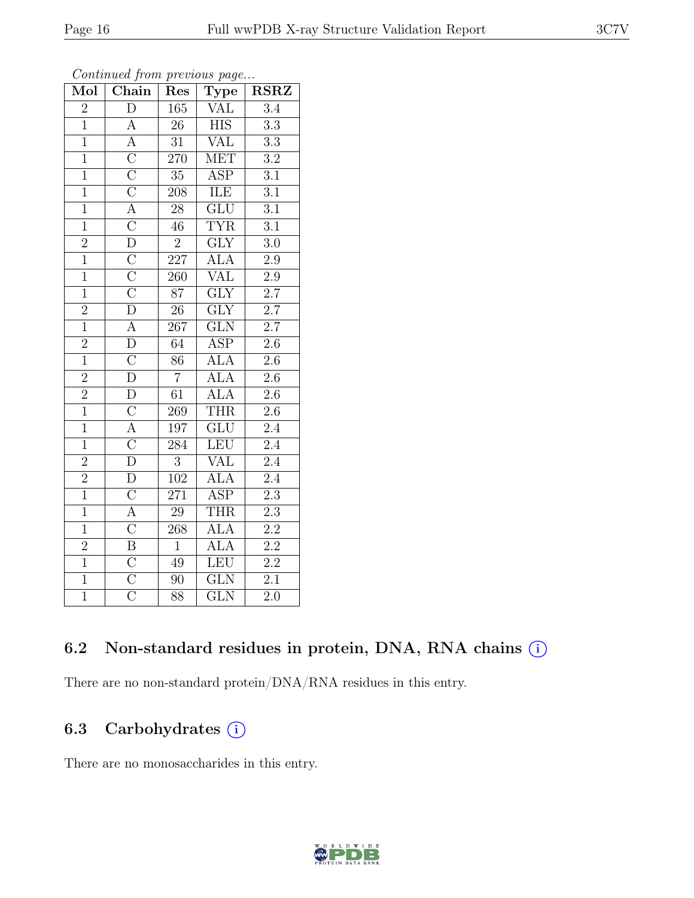*Continued from previous page...*

| Mol | Chain | Res | Type | RSRZ |
|---|---|---|---|---|
| 2 | D | 165 | VAL | 3.4 |
| 1 | A | 26 | HIS | 3.3 |
| 1 | A | 31 | VAL | 3.3 |
| 1 | C | 270 | MET | 3.2 |
| 1 | C | 35 | ASP | 3.1 |
| 1 | C | 208 | ILE | 3.1 |
| 1 | A | 28 | GLU | 3.1 |
| 1 | C | 46 | TYR | 3.1 |
| 2 | D | 2 | GLY | 3.0 |
| 1 | C | 227 | ALA | 2.9 |
| 1 | C | 260 | VAL | 2.9 |
| 1 | C | 87 | GLY | 2.7 |
| 2 | D | 26 | GLY | 2.7 |
| 1 | A | 267 | GLN | 2.7 |
| 2 | D | 64 | ASP | 2.6 |
| 1 | C | 86 | ALA | 2.6 |
| 2 | D | 7 | ALA | 2.6 |
| 2 | D | 61 | ALA | 2.6 |
| 1 | C | 269 | THR | 2.6 |
| 1 | A | 197 | GLU | 2.4 |
| 1 | C | 284 | LEU | 2.4 |
| 2 | D | 3 | VAL | 2.4 |
| 2 | D | 102 | ALA | 2.4 |
| 1 | C | 271 | ASP | 2.3 |
| 1 | A | 29 | THR | 2.3 |
| 1 | C | 268 | ALA | 2.2 |
| 2 | B | 1 | ALA | 2.2 |
| 1 | C | 49 | LEU | 2.2 |
| 1 | C | 90 | GLN | 2.1 |
| 1 | C | 88 | GLN | 2.0 |

### 6.2 Non-standard residues in protein, DNA, RNA chains (i)

There are no non-standard protein/DNA/RNA residues in this entry.

### 6.3 Carbohydrates (i)

There are no monosaccharides in this entry.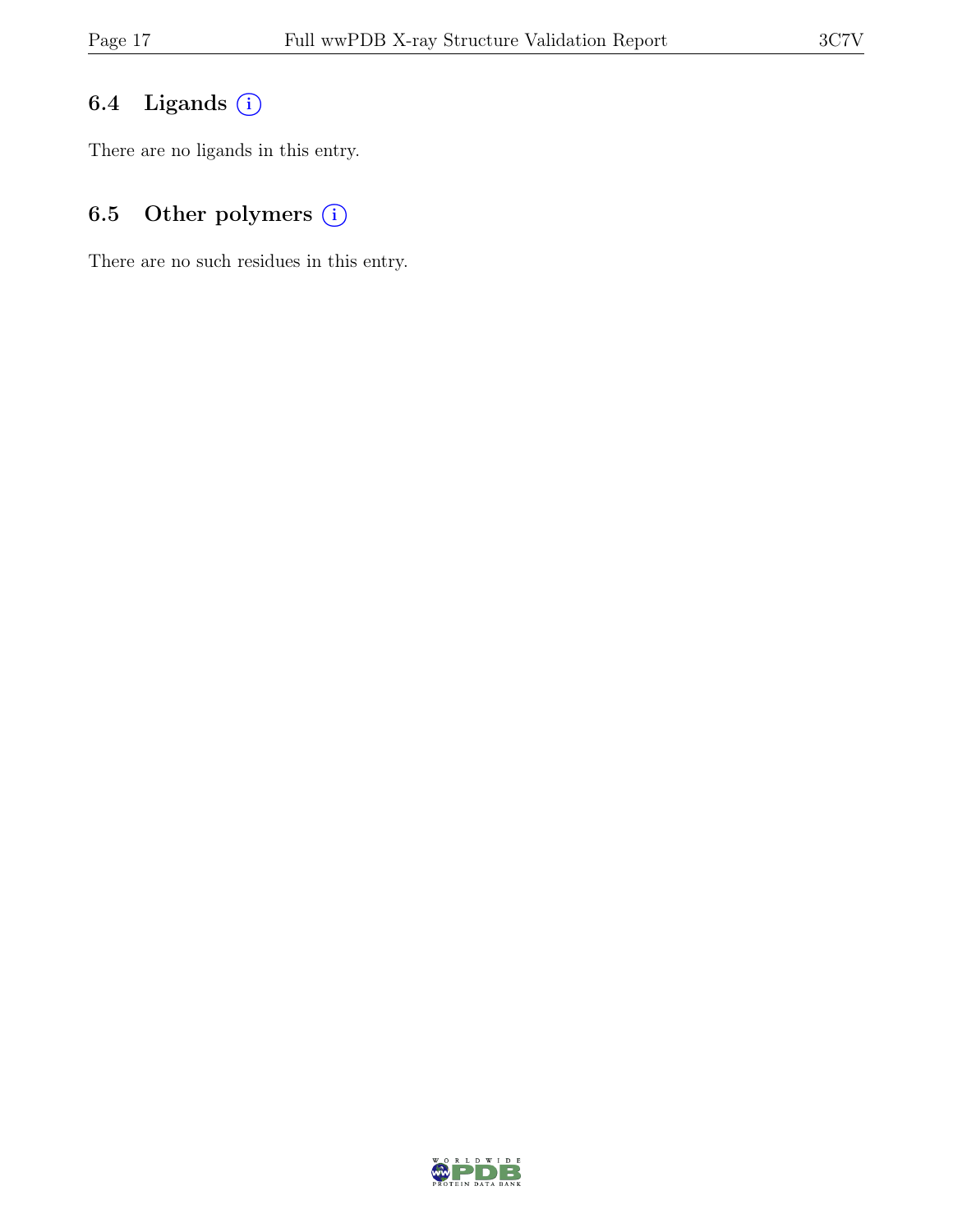### 6.4 Ligands

There are no ligands in this entry.

### 6.5 Other polymers

There are no such residues in this entry.